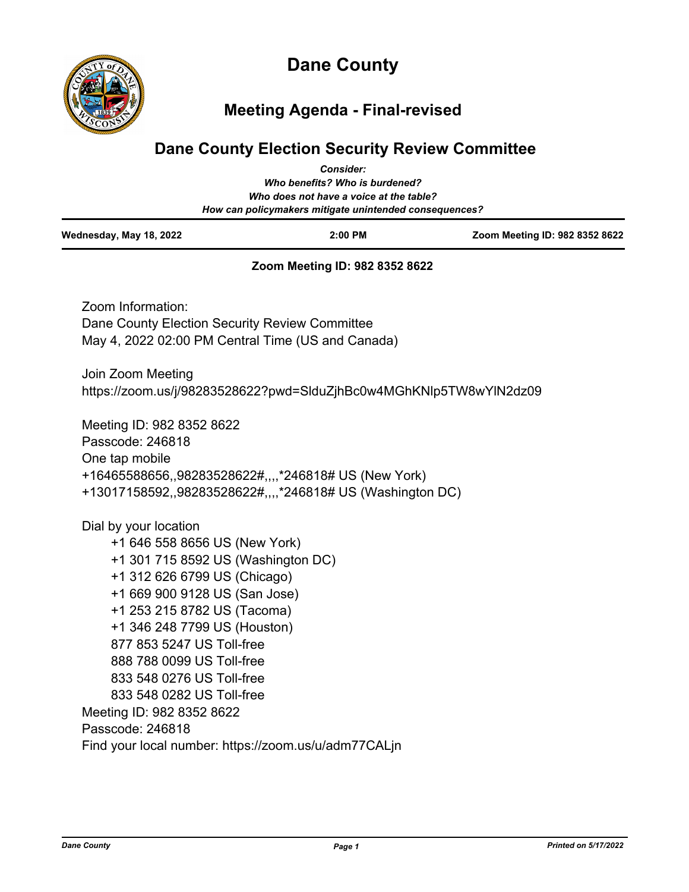# Dane County

## Meeting Agenda - Final-revised

## Dane County Election Security Review Committee

***Consider:***
***Who benefits? Who is burdened?***
***Who does not have a voice at the table?***
***How can policymakers mitigate unintended consequences?***

| | | |
|---|---|---|
| **Wednesday, May 18, 2022** | **2:00 PM** | **Zoom Meeting ID: 982 8352 8622** |

**Zoom Meeting ID: 982 8352 8622**

Zoom Information:
Dane County Election Security Review Committee
May 4, 2022 02:00 PM Central Time (US and Canada)

Join Zoom Meeting
https://zoom.us/j/98283528622?pwd=SlduZjhBc0w4MGhKNlp5TW8wYlN2dz09

Meeting ID: 982 8352 8622
Passcode: 246818
One tap mobile
+16465588656,,98283528622#,,,,*246818# US (New York)
+13017158592,,98283528622#,,,,*246818# US (Washington DC)

Dial by your location
+1 646 558 8656 US (New York)
+1 301 715 8592 US (Washington DC)
+1 312 626 6799 US (Chicago)
+1 669 900 9128 US (San Jose)
+1 253 215 8782 US (Tacoma)
+1 346 248 7799 US (Houston)
877 853 5247 US Toll-free
888 788 0099 US Toll-free
833 548 0276 US Toll-free
833 548 0282 US Toll-free
Meeting ID: 982 8352 8622
Passcode: 246818
Find your local number: https://zoom.us/u/adm77CALjn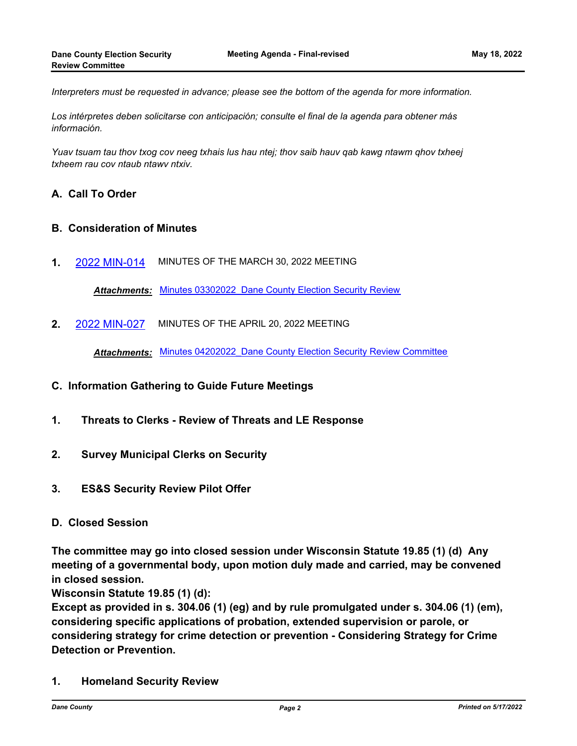*Interpreters must be requested in advance; please see the bottom of the agenda for more information.*

*Los intérpretes deben solicitarse con anticipación; consulte el final de la agenda para obtener más información.*

*Yuav tsuam tau thov txog cov neeg txhais lus hau ntej; thov saib hauv qab kawg ntawm qhov txheej txheem rau cov ntaub ntawv ntxiv.*

## A. Call To Order

## B. Consideration of Minutes

**1.** 2022 MIN-014 MINUTES OF THE MARCH 30, 2022 MEETING

***Attachments:*** Minutes 03302022 Dane County Election Security Review

**2.** 2022 MIN-027 MINUTES OF THE APRIL 20, 2022 MEETING

***Attachments:*** Minutes 04202022_Dane County Election Security Review Committee

## C. Information Gathering to Guide Future Meetings

**1. Threats to Clerks - Review of Threats and LE Response**

**2. Survey Municipal Clerks on Security**

**3. ES&S Security Review Pilot Offer**

## D. Closed Session

**The committee may go into closed session under Wisconsin Statute 19.85 (1) (d) Any meeting of a governmental body, upon motion duly made and carried, may be convened in closed session.**

**Wisconsin Statute 19.85 (1) (d):**

**Except as provided in s. 304.06 (1) (eg) and by rule promulgated under s. 304.06 (1) (em), considering specific applications of probation, extended supervision or parole, or considering strategy for crime detection or prevention - Considering Strategy for Crime Detection or Prevention.**

**1. Homeland Security Review**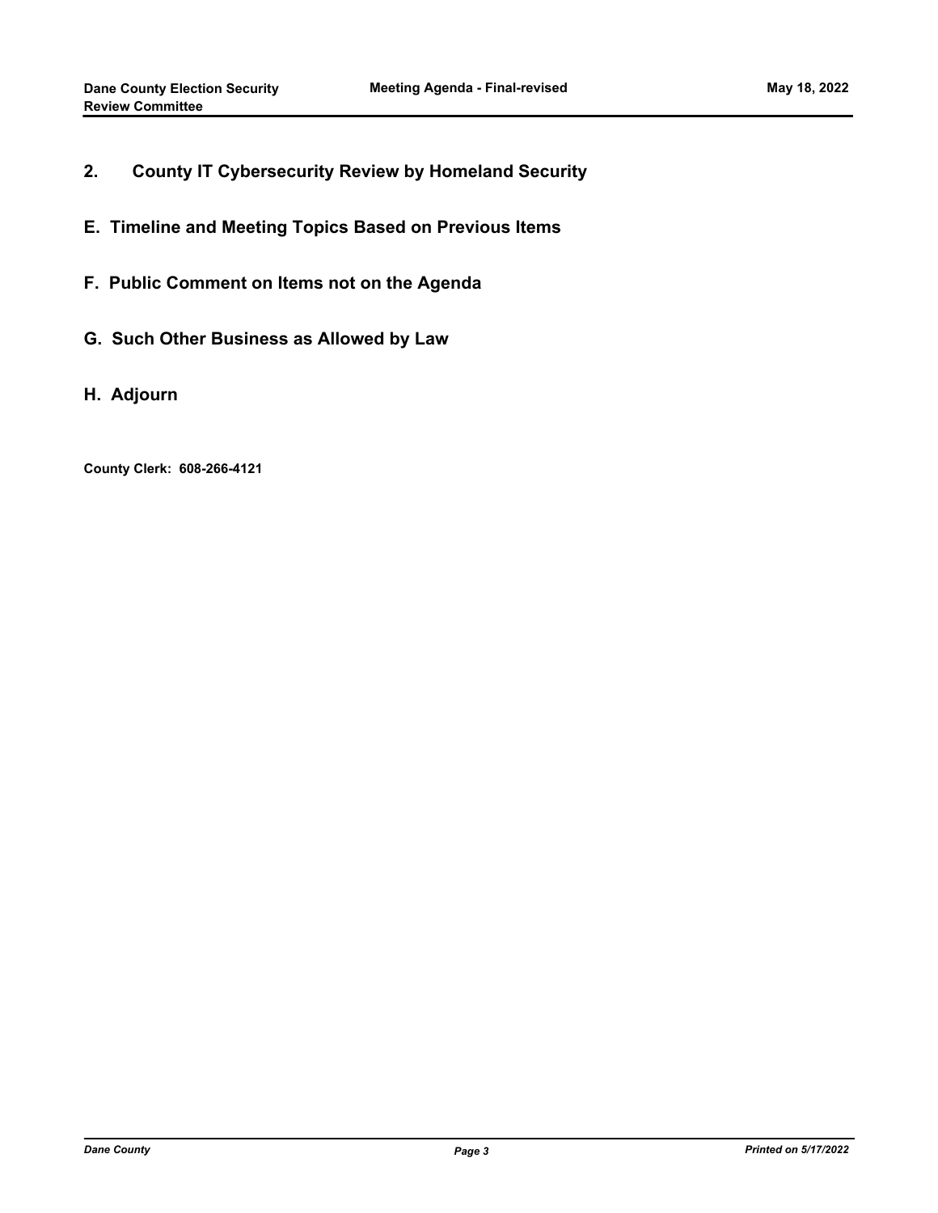### 2. County IT Cybersecurity Review by Homeland Security

## E. Timeline and Meeting Topics Based on Previous Items

## F. Public Comment on Items not on the Agenda

## G. Such Other Business as Allowed by Law

## H. Adjourn

**County Clerk: 608-266-4121**